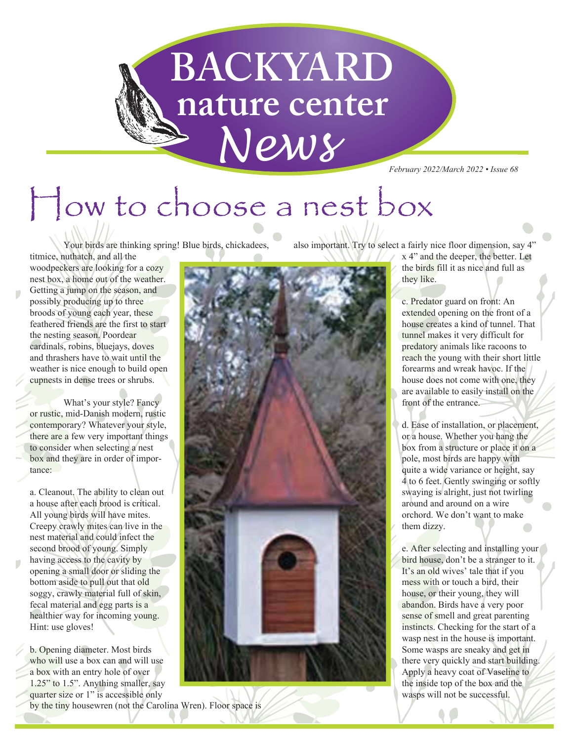# BACKYARD nature center News

*February 2022/March 2022 • Issue 68*

## How to choose a nest box

Your birds are thinking spring! Blue birds, chickadees, titmice, nuthatch, and all the woodpeckers are looking for a cozy nest box, a home out of the weather. Getting a jump on the season, and possibly producing up to three broods of young each year, these feathered friends are the first to start the nesting season. Poordear cardinals, robins, bluejays, doves and thrashers have to wait until the weather is nice enough to build open cupnests in dense trees or shrubs.

What's your style? Fancy or rustic, mid-Danish modern, rustic contemporary? Whatever your style, there are a few very important things to consider when selecting a nest box and they are in order of importance:

a. Cleanout. The ability to clean out a house after each brood is critical. All young birds will have mites. Creepy crawly mites can live in the nest material and could infect the second brood of young. Simply having access to the cavity by opening a small door or sliding the bottom aside to pull out that old soggy, crawly material full of skin, fecal material and egg parts is a healthier way for incoming young. Hint: use gloves!

b. Opening diameter. Most birds who will use a box can and will use a box with an entry hole of over 1.25" to 1.5". Anything smaller, say quarter size or 1" is accessible only by the tiny housewren (not the Carolina Wren). Floor space is also important. Try to select a fairly nice floor dimension, say 4" x 4" and the deeper, the better. Let the birds fill it as nice and full as they like.

c. Predator guard on front: An extended opening on the front of a house creates a kind of tunnel. That tunnel makes it very difficult for predatory animals like racoons to reach the young with their short little forearms and wreak havoc. If the house does not come with one, they are available to easily install on the front of the entrance.

d. Ease of installation, or placement, or a house. Whether you hang the box from a structure or place it on a pole, most birds are happy with quite a wide variance or height, say 4 to 6 feet. Gently swinging or softly swaying is alright, just not twirling around and around on a wire orchord. We don't want to make them dizzy.

e. After selecting and installing your bird house, don't be a stranger to it. It's an old wives' tale that if you mess with or touch a bird, their house, or their young, they will abandon. Birds have a very poor sense of smell and great parenting instincts. Checking for the start of a wasp nest in the house is important. Some wasps are sneaky and get in there very quickly and start building. Apply a heavy coat of Vaseline to the inside top of the box and the wasps will not be successful.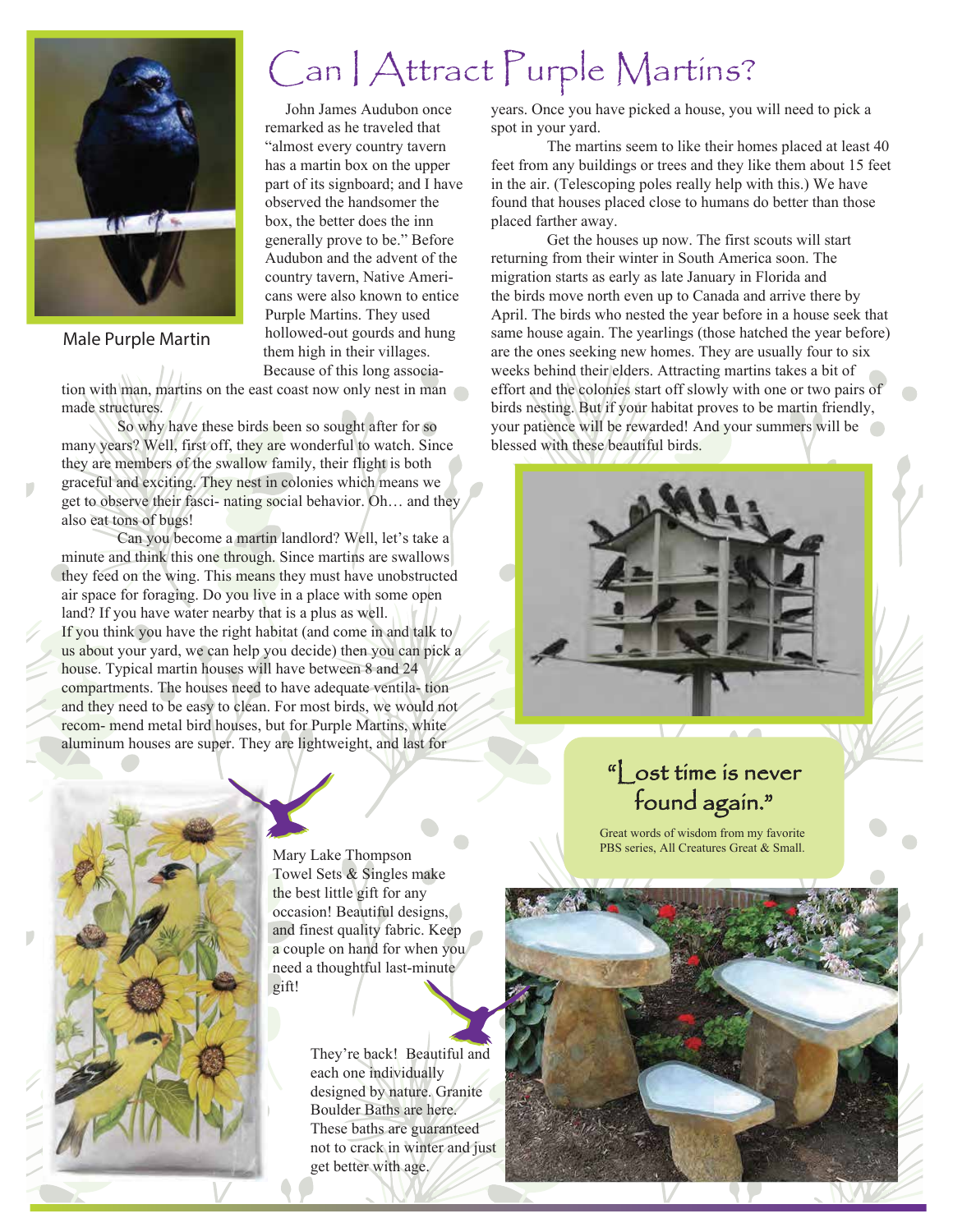# Can I Attract Purple Martins?

Male Purple Martin

John James Audubon once remarked as he traveled that "almost every country tavern has a martin box on the upper part of its signboard; and I have observed the handsomer the box, the better does the inn generally prove to be." Before Audubon and the advent of the country tavern, Native Americans were also known to entice Purple Martins. They used hollowed-out gourds and hung them high in their villages. Because of this long association with man, martins on the east coast now only nest in man made structures.

So why have these birds been so sought after for so many years? Well, first off, they are wonderful to watch. Since they are members of the swallow family, their flight is both graceful and exciting. They nest in colonies which means we get to observe their fasci- nating social behavior. Oh… and they also eat tons of bugs!

Can you become a martin landlord? Well, let's take a minute and think this one through. Since martins are swallows they feed on the wing. This means they must have unobstructed air space for foraging. Do you live in a place with some open land? If you have water nearby that is a plus as well.

If you think you have the right habitat (and come in and talk to us about your yard, we can help you decide) then you can pick a house. Typical martin houses will have between 8 and 24 compartments. The houses need to have adequate ventila- tion and they need to be easy to clean. For most birds, we would not recom- mend metal bird houses, but for Purple Martins, white aluminum houses are super. They are lightweight, and last for years. Once you have picked a house, you will need to pick a spot in your yard.

The martins seem to like their homes placed at least 40 feet from any buildings or trees and they like them about 15 feet in the air. (Telescoping poles really help with this.) We have found that houses placed close to humans do better than those placed farther away.

Get the houses up now. The first scouts will start returning from their winter in South America soon. The migration starts as early as late January in Florida and the birds move north even up to Canada and arrive there by April. The birds who nested the year before in a house seek that same house again. The yearlings (those hatched the year before) are the ones seeking new homes. They are usually four to six weeks behind their elders. Attracting martins takes a bit of effort and the colonies start off slowly with one or two pairs of birds nesting. But if your habitat proves to be martin friendly, your patience will be rewarded! And your summers will be blessed with these beautiful birds.

## "Lost time is never found again."

Great words of wisdom from my favorite PBS series, All Creatures Great & Small.

Mary Lake Thompson Towel Sets & Singles make the best little gift for any occasion! Beautiful designs, and finest quality fabric. Keep a couple on hand for when you need a thoughtful last-minute gift!

They're back! Beautiful and each one individually designed by nature. Granite Boulder Baths are here. These baths are guaranteed not to crack in winter and just get better with age.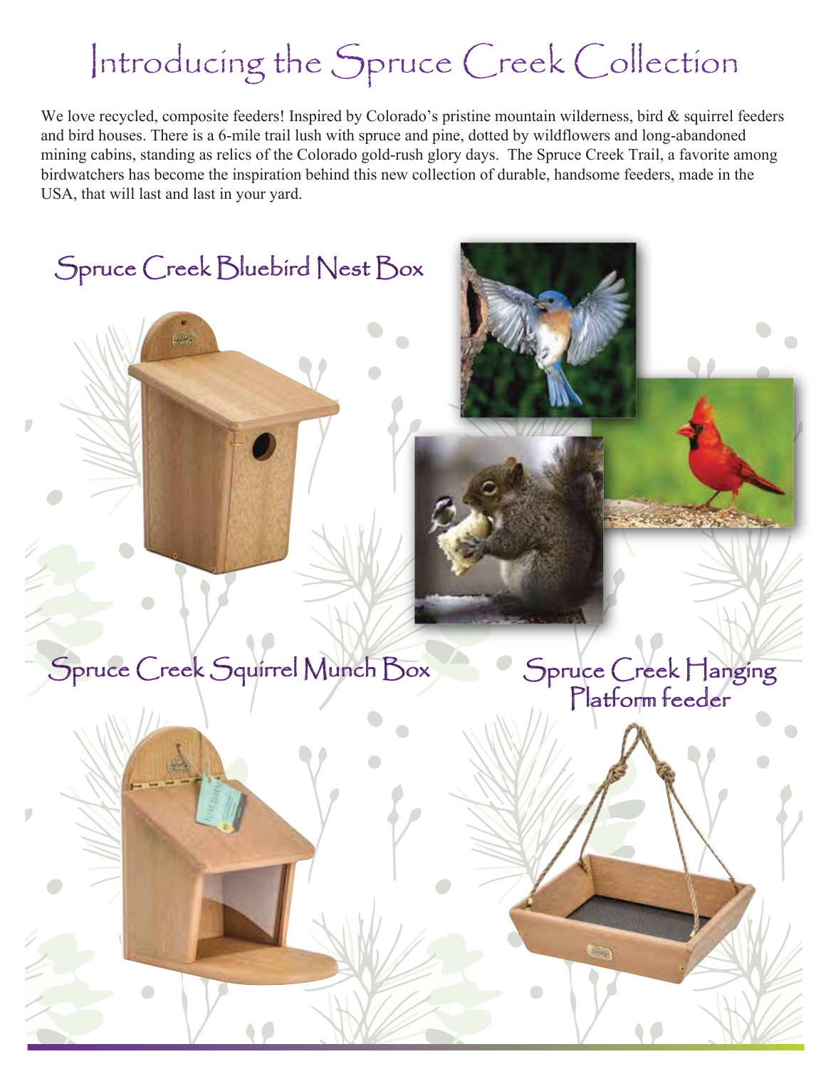# Introducing the Spruce Creek Collection

We love recycled, composite feeders! Inspired by Colorado's pristine mountain wilderness, bird & squirrel feeders and bird houses. There is a 6-mile trail lush with spruce and pine, dotted by wildflowers and long-abandoned mining cabins, standing as relics of the Colorado gold-rush glory days. The Spruce Creek Trail, a favorite among birdwatchers has become the inspiration behind this new collection of durable, handsome feeders, made in the USA, that will last and last in your yard.

## Spruce Creek Bluebird Nest Box

## Spruce Creek Squirrel Munch Box

## Spruce Creek Hanging Platform feeder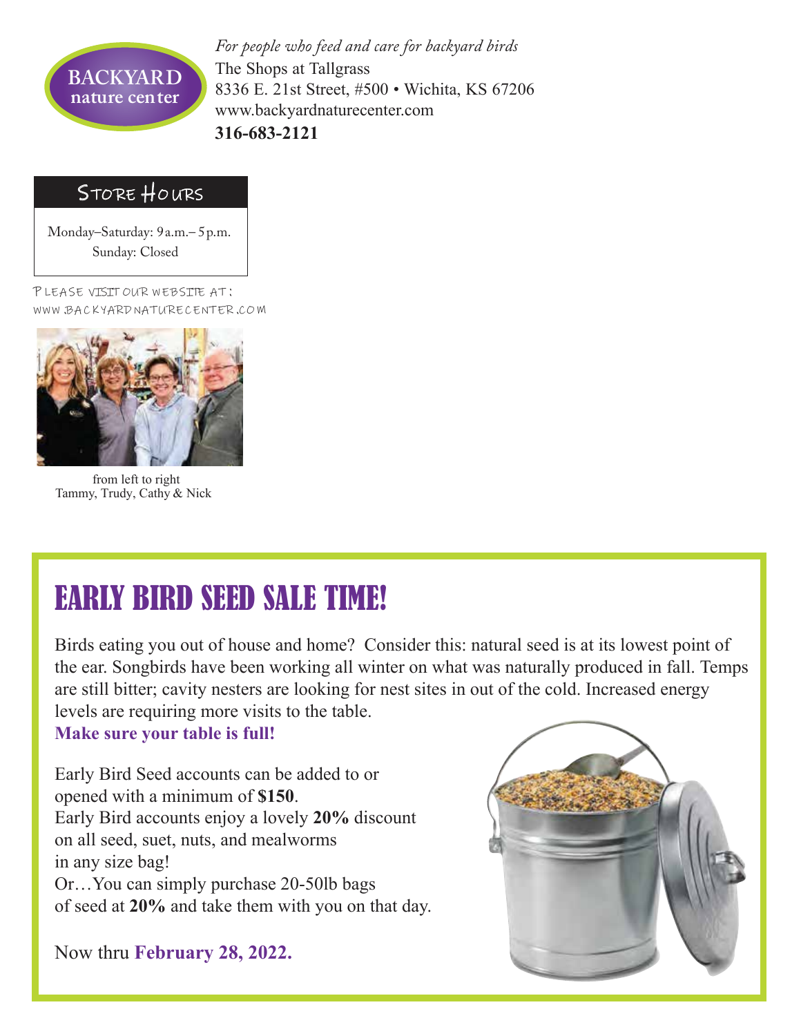BACKYARD nature center

*For people who feed and care for backyard birds*
The Shops at Tallgrass
8336 E. 21st Street, #500 • Wichita, KS 67206
www.backyardnaturecenter.com
**316-683-2121**

## Store Hours

Monday–Saturday: 9 a.m.– 5 p.m.
Sunday: Closed

PLEASE VISIT OUR WEBSITE AT:
WWW.BACKYARDNATURECENTER.COM

from left to right
Tammy, Trudy, Cathy & Nick

# EARLY BIRD SEED SALE TIME!

Birds eating you out of house and home? Consider this: natural seed is at its lowest point of the ear. Songbirds have been working all winter on what was naturally produced in fall. Temps are still bitter; cavity nesters are looking for nest sites in out of the cold. Increased energy levels are requiring more visits to the table.
**Make sure your table is full!**

Early Bird Seed accounts can be added to or opened with a minimum of **$150**.
Early Bird accounts enjoy a lovely **20%** discount on all seed, suet, nuts, and mealworms in any size bag!
Or…You can simply purchase 20-50lb bags of seed at **20%** and take them with you on that day.

Now thru **February 28, 2022.**